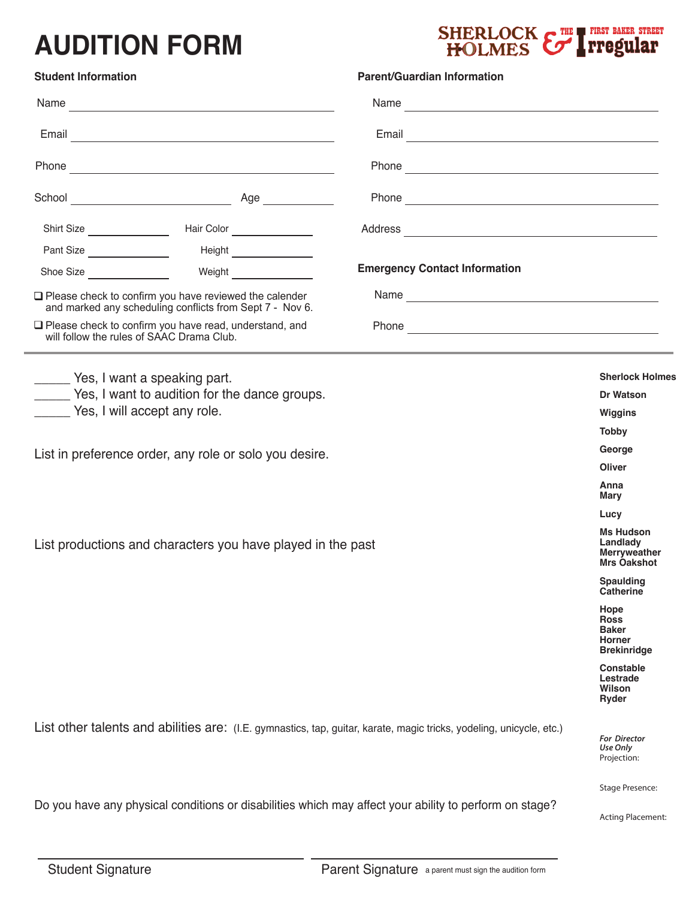# AUDITION FORM

SHERLOCK HOLMES & THE FIRST BAKER STREET Irregular

### Student Information

Name ______________________________

Email ______________________________

Phone ______________________________

School ____________________ Age __________

Shirt Size __________ Hair Color __________

Pant Size __________ Height __________

Shoe Size __________ Weight __________

❑ Please check to confirm you have reviewed the calender and marked any scheduling conflicts from Sept 7 - Nov 6.

❑ Please check to confirm you have read, understand, and will follow the rules of SAAC Drama Club.

### Parent/Guardian Information

Name ______________________________

Email ______________________________

Phone ______________________________

Phone ______________________________

Address ______________________________

### Emergency Contact Information

Name ______________________________

Phone ______________________________

---

_____ Yes, I want a speaking part.
_____ Yes, I want to audition for the dance groups.
_____ Yes, I will accept any role.

List in preference order, any role or solo you desire.

List productions and characters you have played in the past

List other talents and abilities are: (I.E. gymnastics, tap, guitar, karate, magic tricks, yodeling, unicycle, etc.)

Do you have any physical conditions or disabilities which may affect your ability to perform on stage?

**Sherlock Holmes**

**Dr Watson**

**Wiggins**

**Tobby**

**George**

**Oliver**

**Anna**
**Mary**

**Lucy**

**Ms Hudson**
**Landlady**
**Merryweather**
**Mrs Oakshot**

**Spaulding**
**Catherine**

**Hope**
**Ross**
**Baker**
**Horner**
**Brekinridge**

**Constable**
**Lestrade**
**Wilson**
**Ryder**

***For Director Use Only***
Projection:

Stage Presence:

Acting Placement:

______________________________ Student Signature

______________________________ Parent Signature a parent must sign the audition form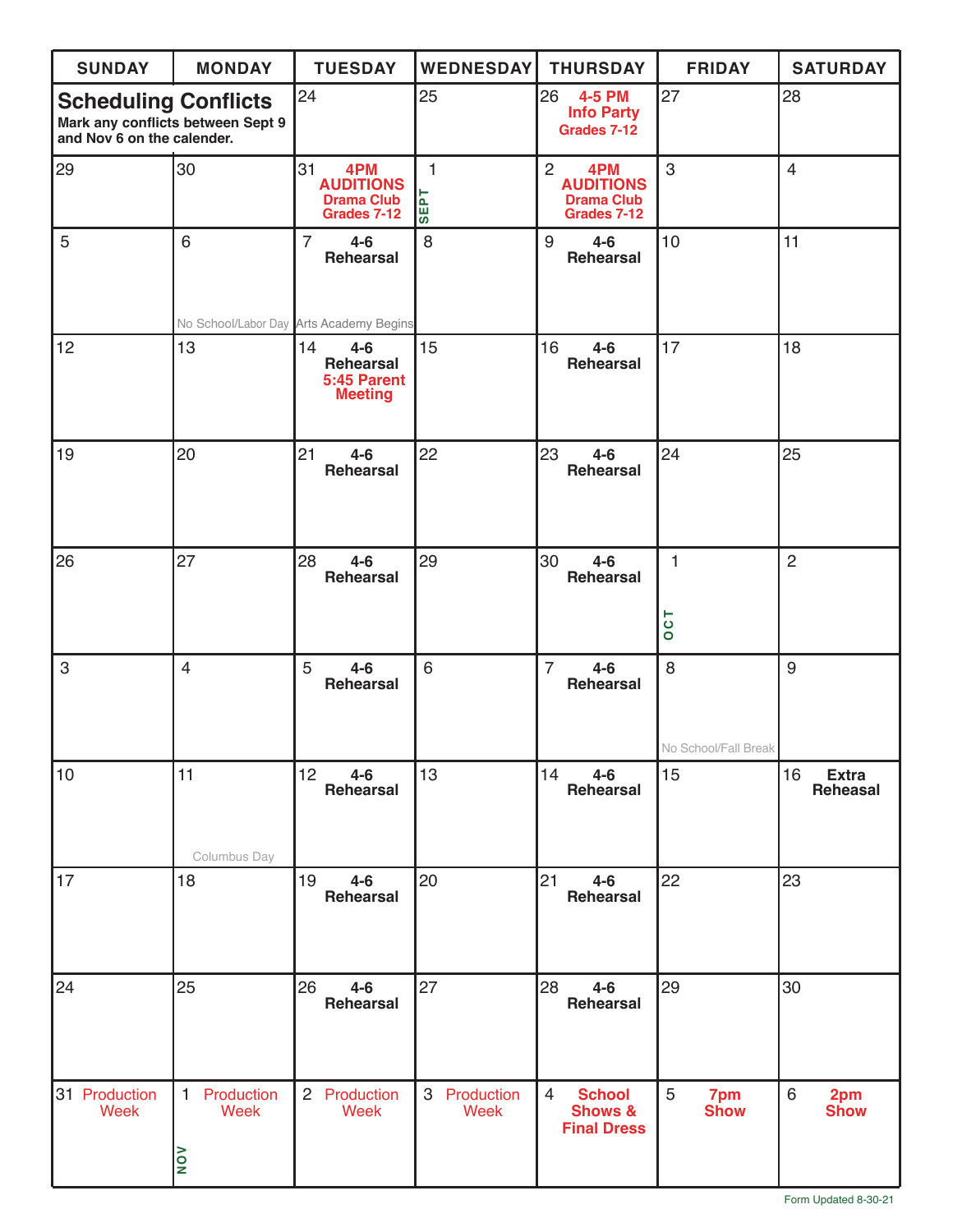| SUNDAY | MONDAY | TUESDAY | WEDNESDAY | THURSDAY | FRIDAY | SATURDAY |
|---|---|---|---|---|---|---|
| **Scheduling Conflicts** Mark any conflicts between Sept 9 and Nov 6 on the calender. | | 24 | 25 | 26 **4-5 PM Info Party Grades 7-12** | 27 | 28 |
| 29 | 30 | 31 **4PM AUDITIONS Drama Club Grades 7-12** | 1 SEPT | 2 **4PM AUDITIONS Drama Club Grades 7-12** | 3 | 4 |
| 5 | 6 No School/Labor Day | 7 **4-6 Rehearsal** Arts Academy Begins | 8 | 9 **4-6 Rehearsal** | 10 | 11 |
| 12 | 13 | 14 **4-6 Rehearsal 5:45 Parent Meeting** | 15 | 16 **4-6 Rehearsal** | 17 | 18 |
| 19 | 20 | 21 **4-6 Rehearsal** | 22 | 23 **4-6 Rehearsal** | 24 | 25 |
| 26 | 27 | 28 **4-6 Rehearsal** | 29 | 30 **4-6 Rehearsal** | 1 OCT | 2 |
| 3 | 4 | 5 **4-6 Rehearsal** | 6 | 7 **4-6 Rehearsal** | 8 No School/Fall Break | 9 |
| 10 | 11 Columbus Day | 12 **4-6 Rehearsal** | 13 | 14 **4-6 Rehearsal** | 15 | 16 **Extra Reheasal** |
| 17 | 18 | 19 **4-6 Rehearsal** | 20 | 21 **4-6 Rehearsal** | 22 | 23 |
| 24 | 25 | 26 **4-6 Rehearsal** | 27 | 28 **4-6 Rehearsal** | 29 | 30 |
| 31 Production Week | 1 Production Week NOV | 2 Production Week | 3 Production Week | 4 **School Shows & Final Dress** | 5 **7pm Show** | 6 **2pm Show** |

Form Updated 8-30-21